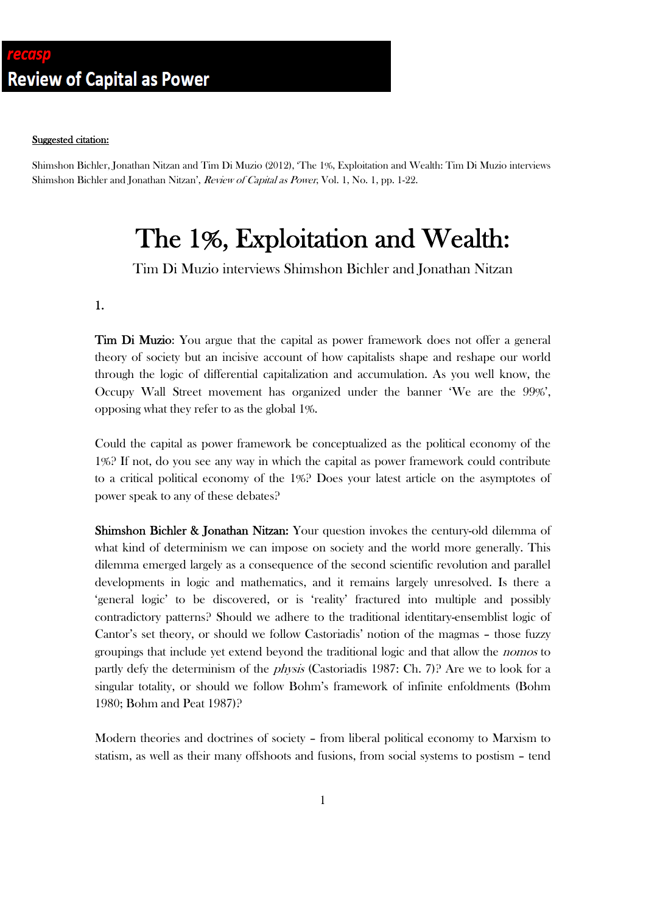**recasp**
**Review of Capital as Power**

Suggested citation:

Shimshon Bichler, Jonathan Nitzan and Tim Di Muzio (2012), 'The 1%, Exploitation and Wealth: Tim Di Muzio interviews Shimshon Bichler and Jonathan Nitzan', *Review of Capital as Power*, Vol. 1, No. 1, pp. 1-22.

# The 1%, Exploitation and Wealth:

Tim Di Muzio interviews Shimshon Bichler and Jonathan Nitzan

1.

**Tim Di Muzio**: You argue that the capital as power framework does not offer a general theory of society but an incisive account of how capitalists shape and reshape our world through the logic of differential capitalization and accumulation. As you well know, the Occupy Wall Street movement has organized under the banner 'We are the 99%', opposing what they refer to as the global 1%.

Could the capital as power framework be conceptualized as the political economy of the 1%? If not, do you see any way in which the capital as power framework could contribute to a critical political economy of the 1%? Does your latest article on the asymptotes of power speak to any of these debates?

**Shimshon Bichler & Jonathan Nitzan:** Your question invokes the century-old dilemma of what kind of determinism we can impose on society and the world more generally. This dilemma emerged largely as a consequence of the second scientific revolution and parallel developments in logic and mathematics, and it remains largely unresolved. Is there a 'general logic' to be discovered, or is 'reality' fractured into multiple and possibly contradictory patterns? Should we adhere to the traditional identitary-ensemblist logic of Cantor's set theory, or should we follow Castoriadis' notion of the magmas – those fuzzy groupings that include yet extend beyond the traditional logic and that allow the *nomos* to partly defy the determinism of the *physis* (Castoriadis 1987: Ch. 7)? Are we to look for a singular totality, or should we follow Bohm's framework of infinite enfoldments (Bohm 1980; Bohm and Peat 1987)?

Modern theories and doctrines of society – from liberal political economy to Marxism to statism, as well as their many offshoots and fusions, from social systems to postism – tend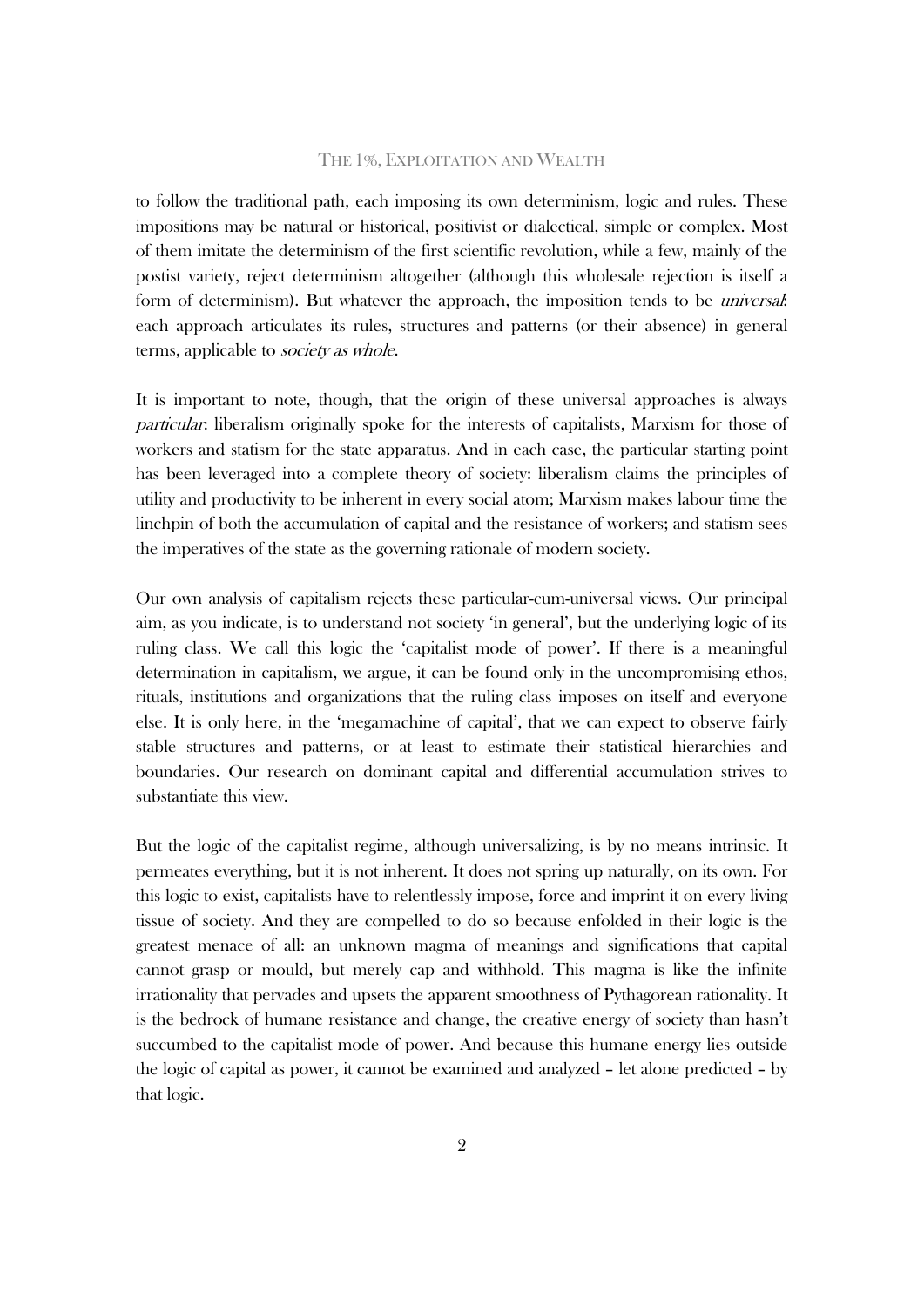to follow the traditional path, each imposing its own determinism, logic and rules. These impositions may be natural or historical, positivist or dialectical, simple or complex. Most of them imitate the determinism of the first scientific revolution, while a few, mainly of the postist variety, reject determinism altogether (although this wholesale rejection is itself a form of determinism). But whatever the approach, the imposition tends to be *universal*: each approach articulates its rules, structures and patterns (or their absence) in general terms, applicable to *society as whole*.

It is important to note, though, that the origin of these universal approaches is always *particular*: liberalism originally spoke for the interests of capitalists, Marxism for those of workers and statism for the state apparatus. And in each case, the particular starting point has been leveraged into a complete theory of society: liberalism claims the principles of utility and productivity to be inherent in every social atom; Marxism makes labour time the linchpin of both the accumulation of capital and the resistance of workers; and statism sees the imperatives of the state as the governing rationale of modern society.

Our own analysis of capitalism rejects these particular-cum-universal views. Our principal aim, as you indicate, is to understand not society 'in general', but the underlying logic of its ruling class. We call this logic the 'capitalist mode of power'. If there is a meaningful determination in capitalism, we argue, it can be found only in the uncompromising ethos, rituals, institutions and organizations that the ruling class imposes on itself and everyone else. It is only here, in the 'megamachine of capital', that we can expect to observe fairly stable structures and patterns, or at least to estimate their statistical hierarchies and boundaries. Our research on dominant capital and differential accumulation strives to substantiate this view.

But the logic of the capitalist regime, although universalizing, is by no means intrinsic. It permeates everything, but it is not inherent. It does not spring up naturally, on its own. For this logic to exist, capitalists have to relentlessly impose, force and imprint it on every living tissue of society. And they are compelled to do so because enfolded in their logic is the greatest menace of all: an unknown magma of meanings and significations that capital cannot grasp or mould, but merely cap and withhold. This magma is like the infinite irrationality that pervades and upsets the apparent smoothness of Pythagorean rationality. It is the bedrock of humane resistance and change, the creative energy of society than hasn't succumbed to the capitalist mode of power. And because this humane energy lies outside the logic of capital as power, it cannot be examined and analyzed – let alone predicted – by that logic.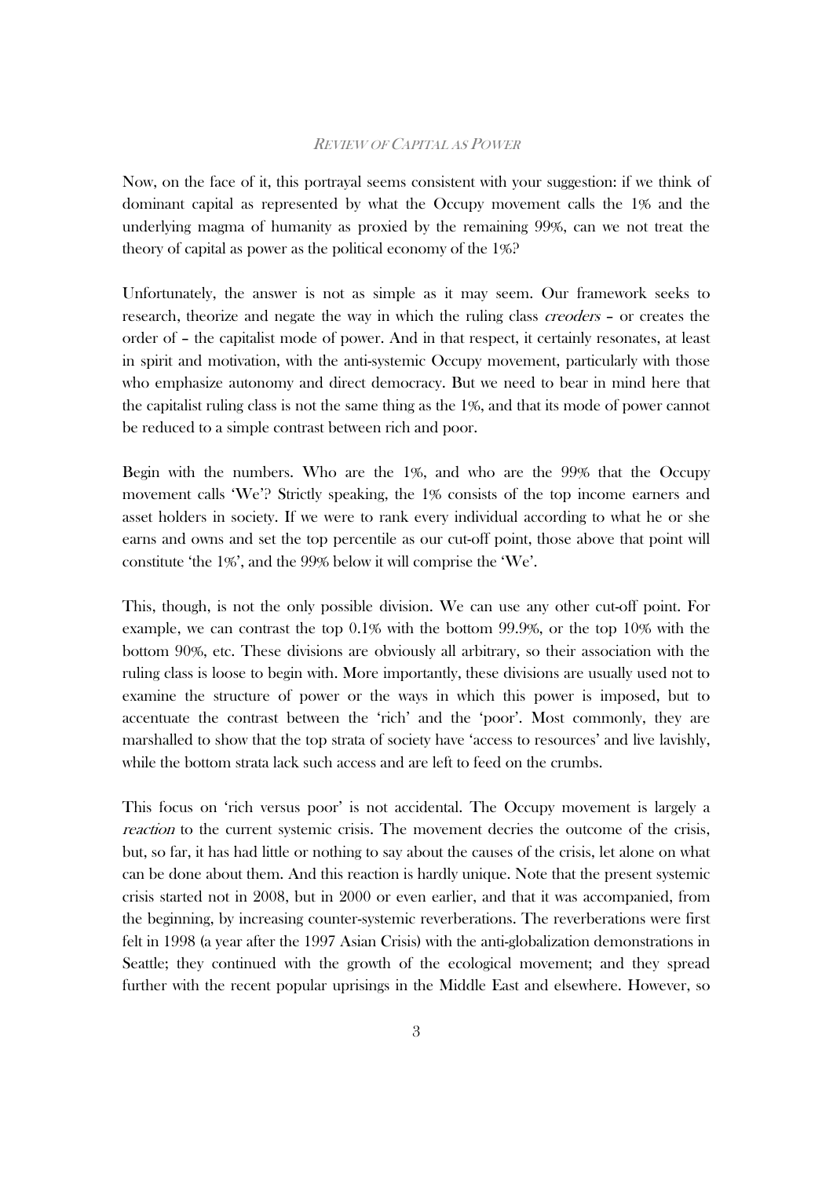Now, on the face of it, this portrayal seems consistent with your suggestion: if we think of dominant capital as represented by what the Occupy movement calls the 1% and the underlying magma of humanity as proxied by the remaining 99%, can we not treat the theory of capital as power as the political economy of the 1%?

Unfortunately, the answer is not as simple as it may seem. Our framework seeks to research, theorize and negate the way in which the ruling class *creoders* – or creates the order of – the capitalist mode of power. And in that respect, it certainly resonates, at least in spirit and motivation, with the anti-systemic Occupy movement, particularly with those who emphasize autonomy and direct democracy. But we need to bear in mind here that the capitalist ruling class is not the same thing as the 1%, and that its mode of power cannot be reduced to a simple contrast between rich and poor.

Begin with the numbers. Who are the 1%, and who are the 99% that the Occupy movement calls 'We'? Strictly speaking, the 1% consists of the top income earners and asset holders in society. If we were to rank every individual according to what he or she earns and owns and set the top percentile as our cut-off point, those above that point will constitute 'the 1%', and the 99% below it will comprise the 'We'.

This, though, is not the only possible division. We can use any other cut-off point. For example, we can contrast the top 0.1% with the bottom 99.9%, or the top 10% with the bottom 90%, etc. These divisions are obviously all arbitrary, so their association with the ruling class is loose to begin with. More importantly, these divisions are usually used not to examine the structure of power or the ways in which this power is imposed, but to accentuate the contrast between the 'rich' and the 'poor'. Most commonly, they are marshalled to show that the top strata of society have 'access to resources' and live lavishly, while the bottom strata lack such access and are left to feed on the crumbs.

This focus on 'rich versus poor' is not accidental. The Occupy movement is largely a *reaction* to the current systemic crisis. The movement decries the outcome of the crisis, but, so far, it has had little or nothing to say about the causes of the crisis, let alone on what can be done about them. And this reaction is hardly unique. Note that the present systemic crisis started not in 2008, but in 2000 or even earlier, and that it was accompanied, from the beginning, by increasing counter-systemic reverberations. The reverberations were first felt in 1998 (a year after the 1997 Asian Crisis) with the anti-globalization demonstrations in Seattle; they continued with the growth of the ecological movement; and they spread further with the recent popular uprisings in the Middle East and elsewhere. However, so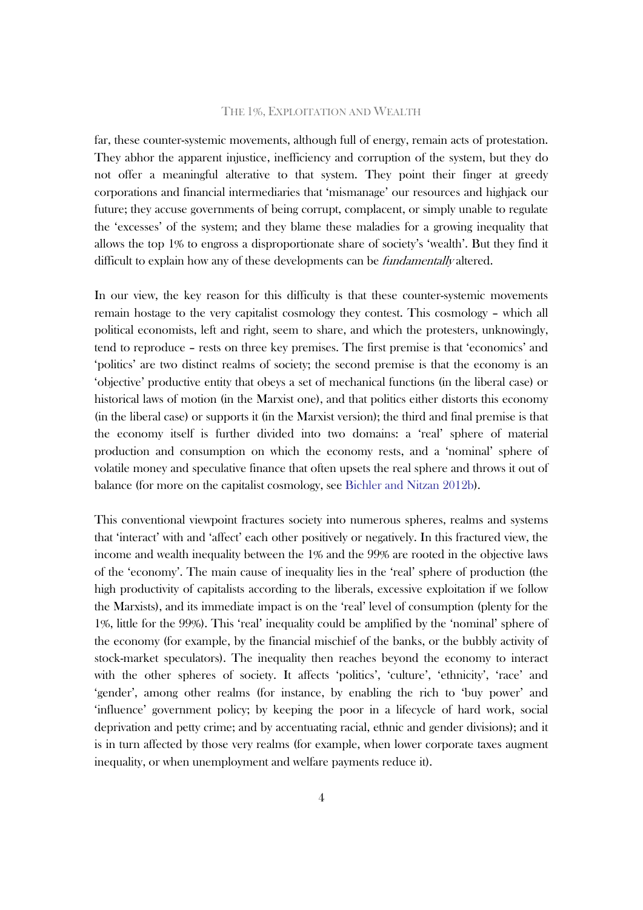far, these counter-systemic movements, although full of energy, remain acts of protestation. They abhor the apparent injustice, inefficiency and corruption of the system, but they do not offer a meaningful alterative to that system. They point their finger at greedy corporations and financial intermediaries that 'mismanage' our resources and highjack our future; they accuse governments of being corrupt, complacent, or simply unable to regulate the 'excesses' of the system; and they blame these maladies for a growing inequality that allows the top 1% to engross a disproportionate share of society's 'wealth'. But they find it difficult to explain how any of these developments can be *fundamentally* altered.

In our view, the key reason for this difficulty is that these counter-systemic movements remain hostage to the very capitalist cosmology they contest. This cosmology – which all political economists, left and right, seem to share, and which the protesters, unknowingly, tend to reproduce – rests on three key premises. The first premise is that 'economics' and 'politics' are two distinct realms of society; the second premise is that the economy is an 'objective' productive entity that obeys a set of mechanical functions (in the liberal case) or historical laws of motion (in the Marxist one), and that politics either distorts this economy (in the liberal case) or supports it (in the Marxist version); the third and final premise is that the economy itself is further divided into two domains: a 'real' sphere of material production and consumption on which the economy rests, and a 'nominal' sphere of volatile money and speculative finance that often upsets the real sphere and throws it out of balance (for more on the capitalist cosmology, see Bichler and Nitzan 2012b).

This conventional viewpoint fractures society into numerous spheres, realms and systems that 'interact' with and 'affect' each other positively or negatively. In this fractured view, the income and wealth inequality between the 1% and the 99% are rooted in the objective laws of the 'economy'. The main cause of inequality lies in the 'real' sphere of production (the high productivity of capitalists according to the liberals, excessive exploitation if we follow the Marxists), and its immediate impact is on the 'real' level of consumption (plenty for the 1%, little for the 99%). This 'real' inequality could be amplified by the 'nominal' sphere of the economy (for example, by the financial mischief of the banks, or the bubbly activity of stock-market speculators). The inequality then reaches beyond the economy to interact with the other spheres of society. It affects 'politics', 'culture', 'ethnicity', 'race' and 'gender', among other realms (for instance, by enabling the rich to 'buy power' and 'influence' government policy; by keeping the poor in a lifecycle of hard work, social deprivation and petty crime; and by accentuating racial, ethnic and gender divisions); and it is in turn affected by those very realms (for example, when lower corporate taxes augment inequality, or when unemployment and welfare payments reduce it).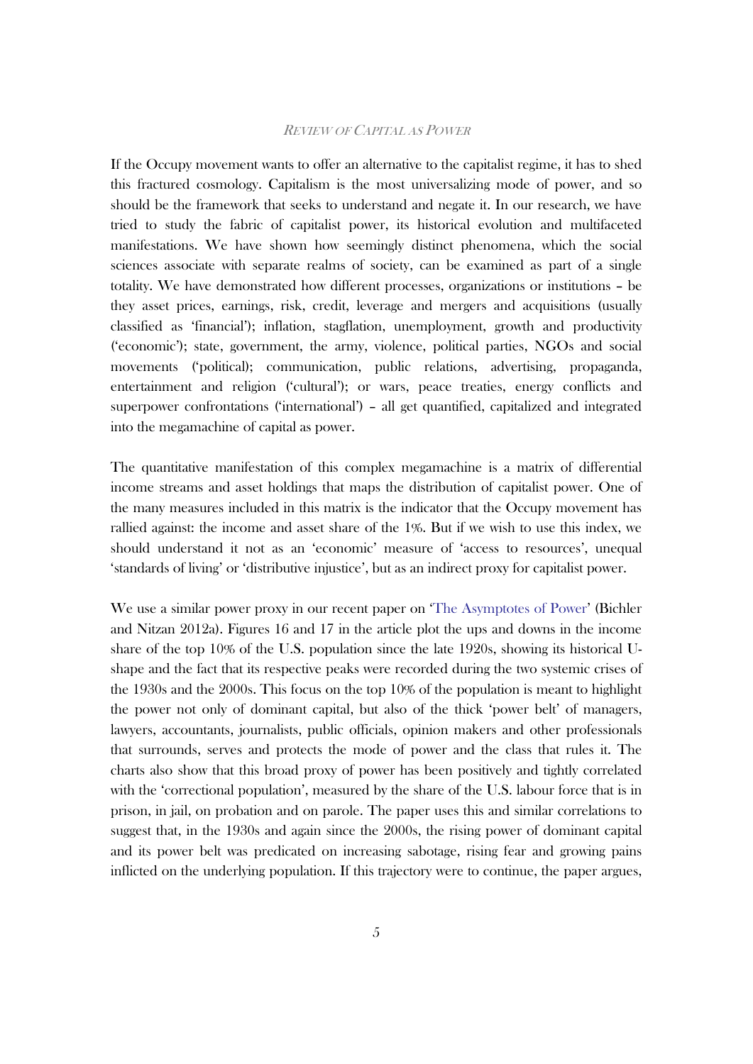If the Occupy movement wants to offer an alternative to the capitalist regime, it has to shed this fractured cosmology. Capitalism is the most universalizing mode of power, and so should be the framework that seeks to understand and negate it. In our research, we have tried to study the fabric of capitalist power, its historical evolution and multifaceted manifestations. We have shown how seemingly distinct phenomena, which the social sciences associate with separate realms of society, can be examined as part of a single totality. We have demonstrated how different processes, organizations or institutions – be they asset prices, earnings, risk, credit, leverage and mergers and acquisitions (usually classified as 'financial'); inflation, stagflation, unemployment, growth and productivity ('economic'); state, government, the army, violence, political parties, NGOs and social movements ('political); communication, public relations, advertising, propaganda, entertainment and religion ('cultural'); or wars, peace treaties, energy conflicts and superpower confrontations ('international') – all get quantified, capitalized and integrated into the megamachine of capital as power.

The quantitative manifestation of this complex megamachine is a matrix of differential income streams and asset holdings that maps the distribution of capitalist power. One of the many measures included in this matrix is the indicator that the Occupy movement has rallied against: the income and asset share of the 1%. But if we wish to use this index, we should understand it not as an 'economic' measure of 'access to resources', unequal 'standards of living' or 'distributive injustice', but as an indirect proxy for capitalist power.

We use a similar power proxy in our recent paper on 'The Asymptotes of Power' (Bichler and Nitzan 2012a). Figures 16 and 17 in the article plot the ups and downs in the income share of the top 10% of the U.S. population since the late 1920s, showing its historical U-shape and the fact that its respective peaks were recorded during the two systemic crises of the 1930s and the 2000s. This focus on the top 10% of the population is meant to highlight the power not only of dominant capital, but also of the thick 'power belt' of managers, lawyers, accountants, journalists, public officials, opinion makers and other professionals that surrounds, serves and protects the mode of power and the class that rules it. The charts also show that this broad proxy of power has been positively and tightly correlated with the 'correctional population', measured by the share of the U.S. labour force that is in prison, in jail, on probation and on parole. The paper uses this and similar correlations to suggest that, in the 1930s and again since the 2000s, the rising power of dominant capital and its power belt was predicated on increasing sabotage, rising fear and growing pains inflicted on the underlying population. If this trajectory were to continue, the paper argues,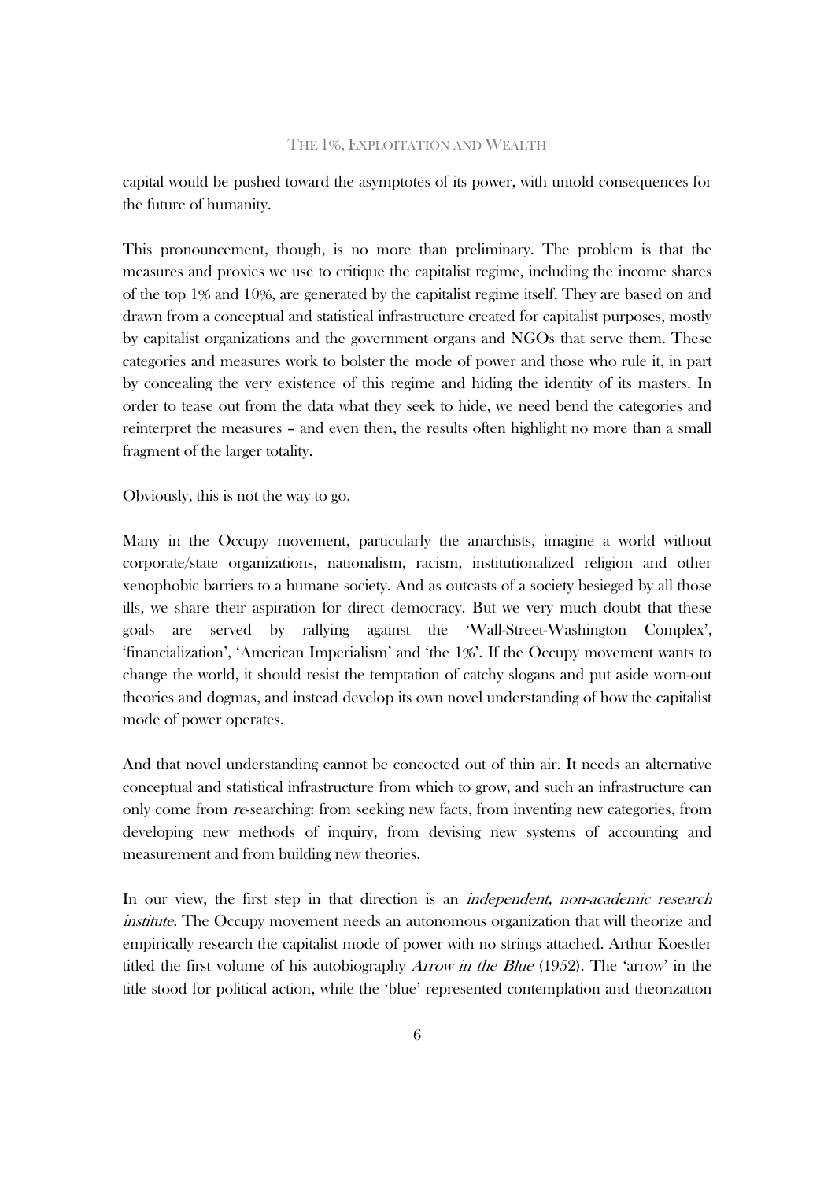capital would be pushed toward the asymptotes of its power, with untold consequences for the future of humanity.

This pronouncement, though, is no more than preliminary. The problem is that the measures and proxies we use to critique the capitalist regime, including the income shares of the top 1% and 10%, are generated by the capitalist regime itself. They are based on and drawn from a conceptual and statistical infrastructure created for capitalist purposes, mostly by capitalist organizations and the government organs and NGOs that serve them. These categories and measures work to bolster the mode of power and those who rule it, in part by concealing the very existence of this regime and hiding the identity of its masters. In order to tease out from the data what they seek to hide, we need bend the categories and reinterpret the measures – and even then, the results often highlight no more than a small fragment of the larger totality.

Obviously, this is not the way to go.

Many in the Occupy movement, particularly the anarchists, imagine a world without corporate/state organizations, nationalism, racism, institutionalized religion and other xenophobic barriers to a humane society. And as outcasts of a society besieged by all those ills, we share their aspiration for direct democracy. But we very much doubt that these goals are served by rallying against the 'Wall-Street-Washington Complex', 'financialization', 'American Imperialism' and 'the 1%'. If the Occupy movement wants to change the world, it should resist the temptation of catchy slogans and put aside worn-out theories and dogmas, and instead develop its own novel understanding of how the capitalist mode of power operates.

And that novel understanding cannot be concocted out of thin air. It needs an alternative conceptual and statistical infrastructure from which to grow, and such an infrastructure can only come from *re*-searching: from seeking new facts, from inventing new categories, from developing new methods of inquiry, from devising new systems of accounting and measurement and from building new theories.

In our view, the first step in that direction is an *independent, non-academic research institute*. The Occupy movement needs an autonomous organization that will theorize and empirically research the capitalist mode of power with no strings attached. Arthur Koestler titled the first volume of his autobiography *Arrow in the Blue* (1952). The 'arrow' in the title stood for political action, while the 'blue' represented contemplation and theorization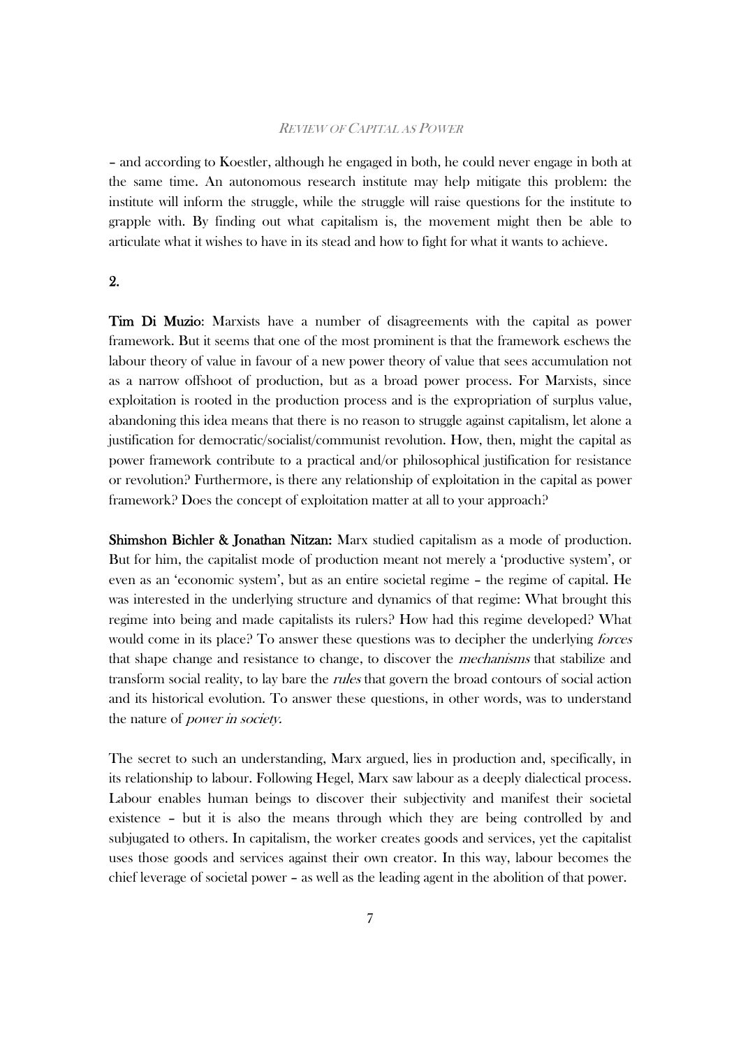– and according to Koestler, although he engaged in both, he could never engage in both at the same time. An autonomous research institute may help mitigate this problem: the institute will inform the struggle, while the struggle will raise questions for the institute to grapple with. By finding out what capitalism is, the movement might then be able to articulate what it wishes to have in its stead and how to fight for what it wants to achieve.

## 2.

**Tim Di Muzio**: Marxists have a number of disagreements with the capital as power framework. But it seems that one of the most prominent is that the framework eschews the labour theory of value in favour of a new power theory of value that sees accumulation not as a narrow offshoot of production, but as a broad power process. For Marxists, since exploitation is rooted in the production process and is the expropriation of surplus value, abandoning this idea means that there is no reason to struggle against capitalism, let alone a justification for democratic/socialist/communist revolution. How, then, might the capital as power framework contribute to a practical and/or philosophical justification for resistance or revolution? Furthermore, is there any relationship of exploitation in the capital as power framework? Does the concept of exploitation matter at all to your approach?

**Shimshon Bichler & Jonathan Nitzan:** Marx studied capitalism as a mode of production. But for him, the capitalist mode of production meant not merely a 'productive system', or even as an 'economic system', but as an entire societal regime – the regime of capital. He was interested in the underlying structure and dynamics of that regime: What brought this regime into being and made capitalists its rulers? How had this regime developed? What would come in its place? To answer these questions was to decipher the underlying *forces* that shape change and resistance to change, to discover the *mechanisms* that stabilize and transform social reality, to lay bare the *rules* that govern the broad contours of social action and its historical evolution. To answer these questions, in other words, was to understand the nature of *power in society*.

The secret to such an understanding, Marx argued, lies in production and, specifically, in its relationship to labour. Following Hegel, Marx saw labour as a deeply dialectical process. Labour enables human beings to discover their subjectivity and manifest their societal existence – but it is also the means through which they are being controlled by and subjugated to others. In capitalism, the worker creates goods and services, yet the capitalist uses those goods and services against their own creator. In this way, labour becomes the chief leverage of societal power – as well as the leading agent in the abolition of that power.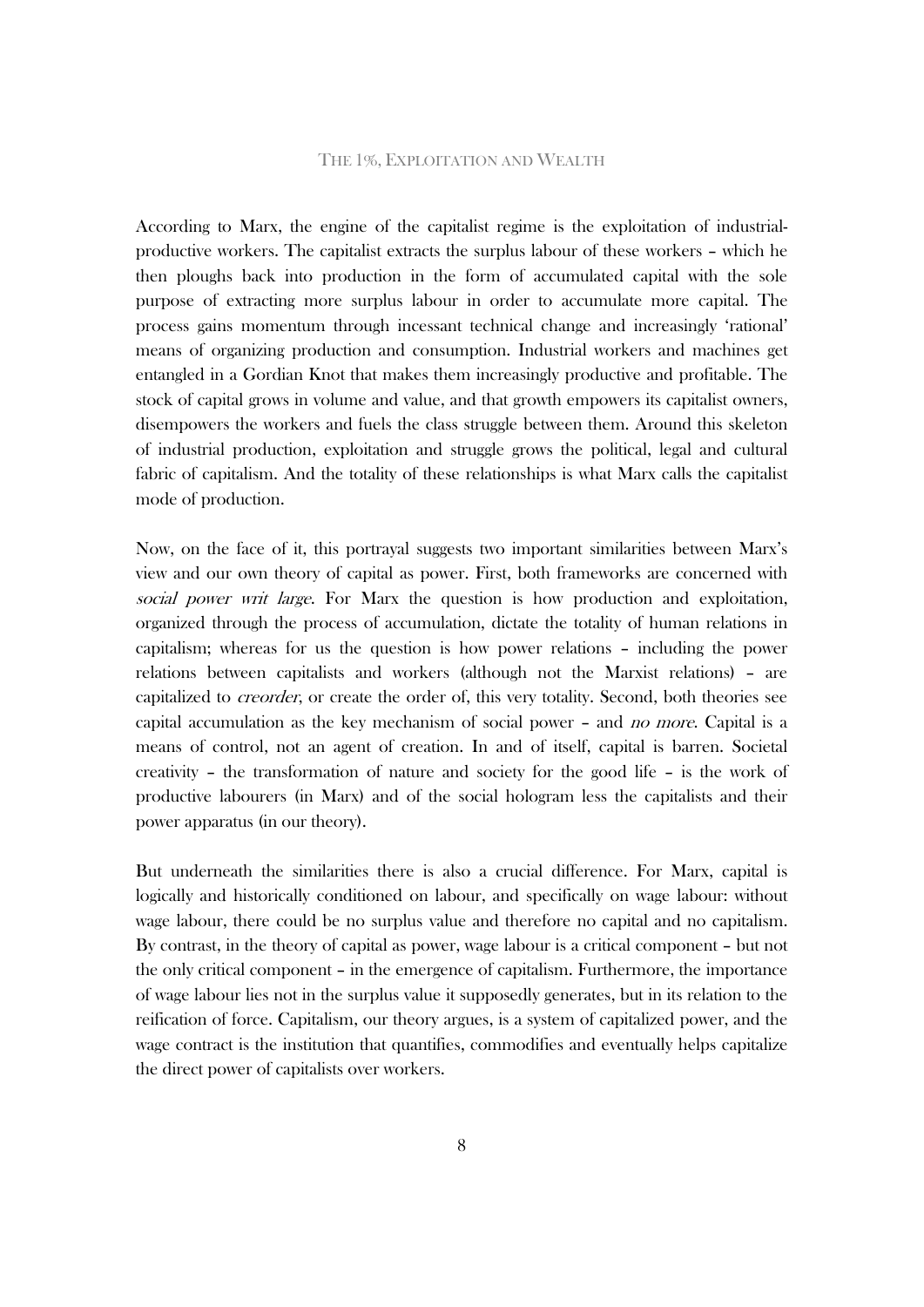According to Marx, the engine of the capitalist regime is the exploitation of industrial-productive workers. The capitalist extracts the surplus labour of these workers – which he then ploughs back into production in the form of accumulated capital with the sole purpose of extracting more surplus labour in order to accumulate more capital. The process gains momentum through incessant technical change and increasingly 'rational' means of organizing production and consumption. Industrial workers and machines get entangled in a Gordian Knot that makes them increasingly productive and profitable. The stock of capital grows in volume and value, and that growth empowers its capitalist owners, disempowers the workers and fuels the class struggle between them. Around this skeleton of industrial production, exploitation and struggle grows the political, legal and cultural fabric of capitalism. And the totality of these relationships is what Marx calls the capitalist mode of production.

Now, on the face of it, this portrayal suggests two important similarities between Marx's view and our own theory of capital as power. First, both frameworks are concerned with *social power writ large*. For Marx the question is how production and exploitation, organized through the process of accumulation, dictate the totality of human relations in capitalism; whereas for us the question is how power relations – including the power relations between capitalists and workers (although not the Marxist relations) – are capitalized to *creorder*, or create the order of, this very totality. Second, both theories see capital accumulation as the key mechanism of social power – and *no more*. Capital is a means of control, not an agent of creation. In and of itself, capital is barren. Societal creativity – the transformation of nature and society for the good life – is the work of productive labourers (in Marx) and of the social hologram less the capitalists and their power apparatus (in our theory).

But underneath the similarities there is also a crucial difference. For Marx, capital is logically and historically conditioned on labour, and specifically on wage labour: without wage labour, there could be no surplus value and therefore no capital and no capitalism. By contrast, in the theory of capital as power, wage labour is a critical component – but not the only critical component – in the emergence of capitalism. Furthermore, the importance of wage labour lies not in the surplus value it supposedly generates, but in its relation to the reification of force. Capitalism, our theory argues, is a system of capitalized power, and the wage contract is the institution that quantifies, commodifies and eventually helps capitalize the direct power of capitalists over workers.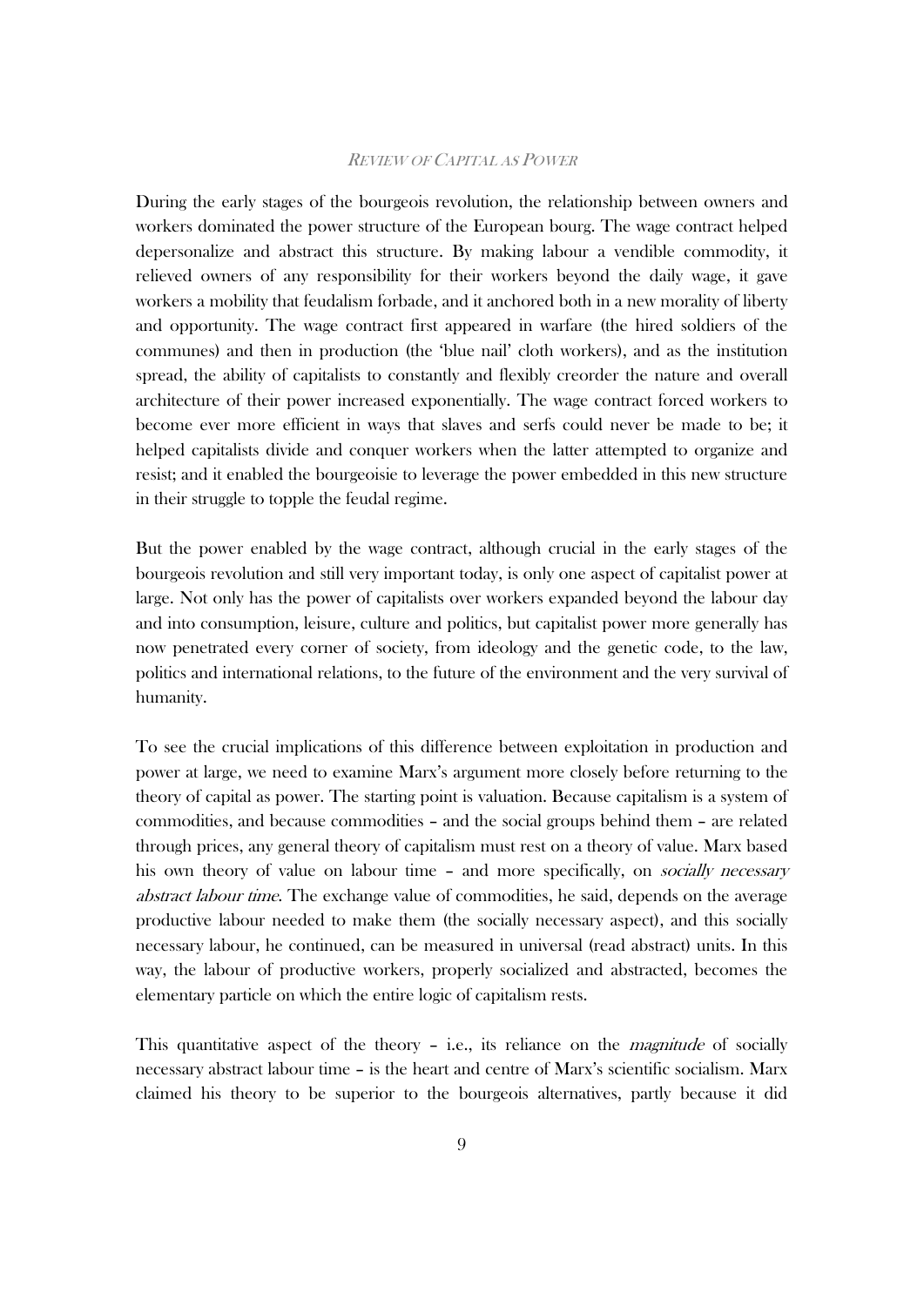During the early stages of the bourgeois revolution, the relationship between owners and workers dominated the power structure of the European bourg. The wage contract helped depersonalize and abstract this structure. By making labour a vendible commodity, it relieved owners of any responsibility for their workers beyond the daily wage, it gave workers a mobility that feudalism forbade, and it anchored both in a new morality of liberty and opportunity. The wage contract first appeared in warfare (the hired soldiers of the communes) and then in production (the 'blue nail' cloth workers), and as the institution spread, the ability of capitalists to constantly and flexibly creorder the nature and overall architecture of their power increased exponentially. The wage contract forced workers to become ever more efficient in ways that slaves and serfs could never be made to be; it helped capitalists divide and conquer workers when the latter attempted to organize and resist; and it enabled the bourgeoisie to leverage the power embedded in this new structure in their struggle to topple the feudal regime.

But the power enabled by the wage contract, although crucial in the early stages of the bourgeois revolution and still very important today, is only one aspect of capitalist power at large. Not only has the power of capitalists over workers expanded beyond the labour day and into consumption, leisure, culture and politics, but capitalist power more generally has now penetrated every corner of society, from ideology and the genetic code, to the law, politics and international relations, to the future of the environment and the very survival of humanity.

To see the crucial implications of this difference between exploitation in production and power at large, we need to examine Marx's argument more closely before returning to the theory of capital as power. The starting point is valuation. Because capitalism is a system of commodities, and because commodities – and the social groups behind them – are related through prices, any general theory of capitalism must rest on a theory of value. Marx based his own theory of value on labour time – and more specifically, on *socially necessary abstract labour time*. The exchange value of commodities, he said, depends on the average productive labour needed to make them (the socially necessary aspect), and this socially necessary labour, he continued, can be measured in universal (read abstract) units. In this way, the labour of productive workers, properly socialized and abstracted, becomes the elementary particle on which the entire logic of capitalism rests.

This quantitative aspect of the theory – i.e., its reliance on the *magnitude* of socially necessary abstract labour time – is the heart and centre of Marx's scientific socialism. Marx claimed his theory to be superior to the bourgeois alternatives, partly because it did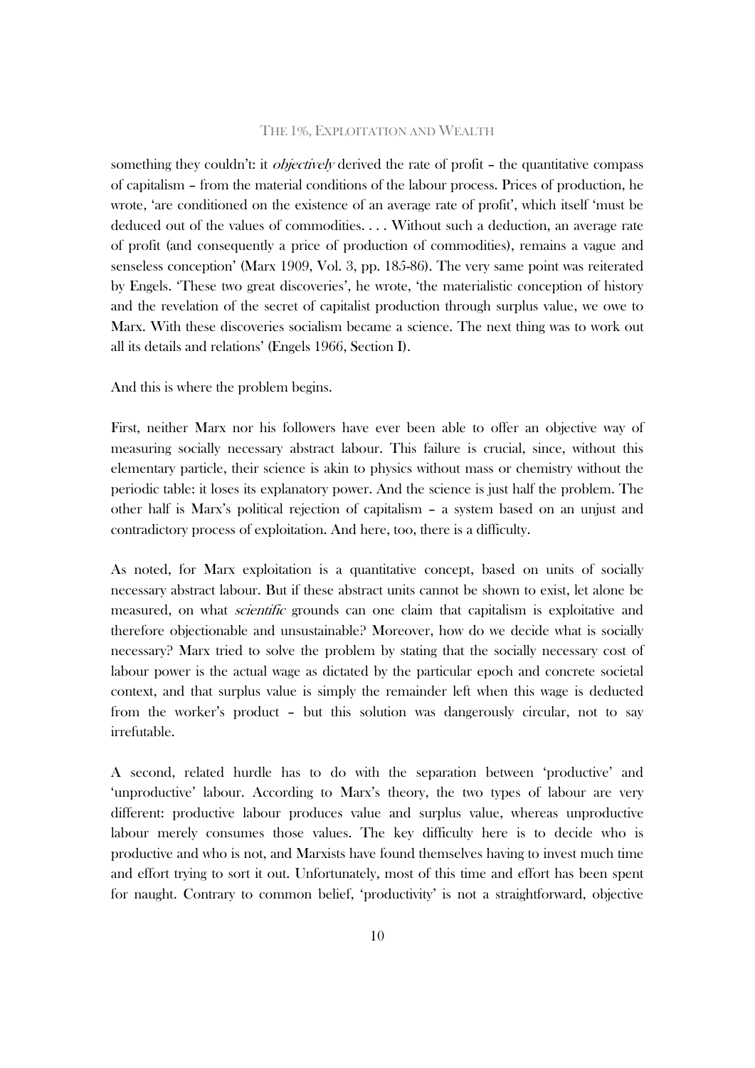something they couldn't: it *objectively* derived the rate of profit – the quantitative compass of capitalism – from the material conditions of the labour process. Prices of production, he wrote, 'are conditioned on the existence of an average rate of profit', which itself 'must be deduced out of the values of commodities. . . . Without such a deduction, an average rate of profit (and consequently a price of production of commodities), remains a vague and senseless conception' (Marx 1909, Vol. 3, pp. 185-86). The very same point was reiterated by Engels. 'These two great discoveries', he wrote, 'the materialistic conception of history and the revelation of the secret of capitalist production through surplus value, we owe to Marx. With these discoveries socialism became a science. The next thing was to work out all its details and relations' (Engels 1966, Section I).

And this is where the problem begins.

First, neither Marx nor his followers have ever been able to offer an objective way of measuring socially necessary abstract labour. This failure is crucial, since, without this elementary particle, their science is akin to physics without mass or chemistry without the periodic table: it loses its explanatory power. And the science is just half the problem. The other half is Marx's political rejection of capitalism – a system based on an unjust and contradictory process of exploitation. And here, too, there is a difficulty.

As noted, for Marx exploitation is a quantitative concept, based on units of socially necessary abstract labour. But if these abstract units cannot be shown to exist, let alone be measured, on what *scientific* grounds can one claim that capitalism is exploitative and therefore objectionable and unsustainable? Moreover, how do we decide what is socially necessary? Marx tried to solve the problem by stating that the socially necessary cost of labour power is the actual wage as dictated by the particular epoch and concrete societal context, and that surplus value is simply the remainder left when this wage is deducted from the worker's product – but this solution was dangerously circular, not to say irrefutable.

A second, related hurdle has to do with the separation between 'productive' and 'unproductive' labour. According to Marx's theory, the two types of labour are very different: productive labour produces value and surplus value, whereas unproductive labour merely consumes those values. The key difficulty here is to decide who is productive and who is not, and Marxists have found themselves having to invest much time and effort trying to sort it out. Unfortunately, most of this time and effort has been spent for naught. Contrary to common belief, 'productivity' is not a straightforward, objective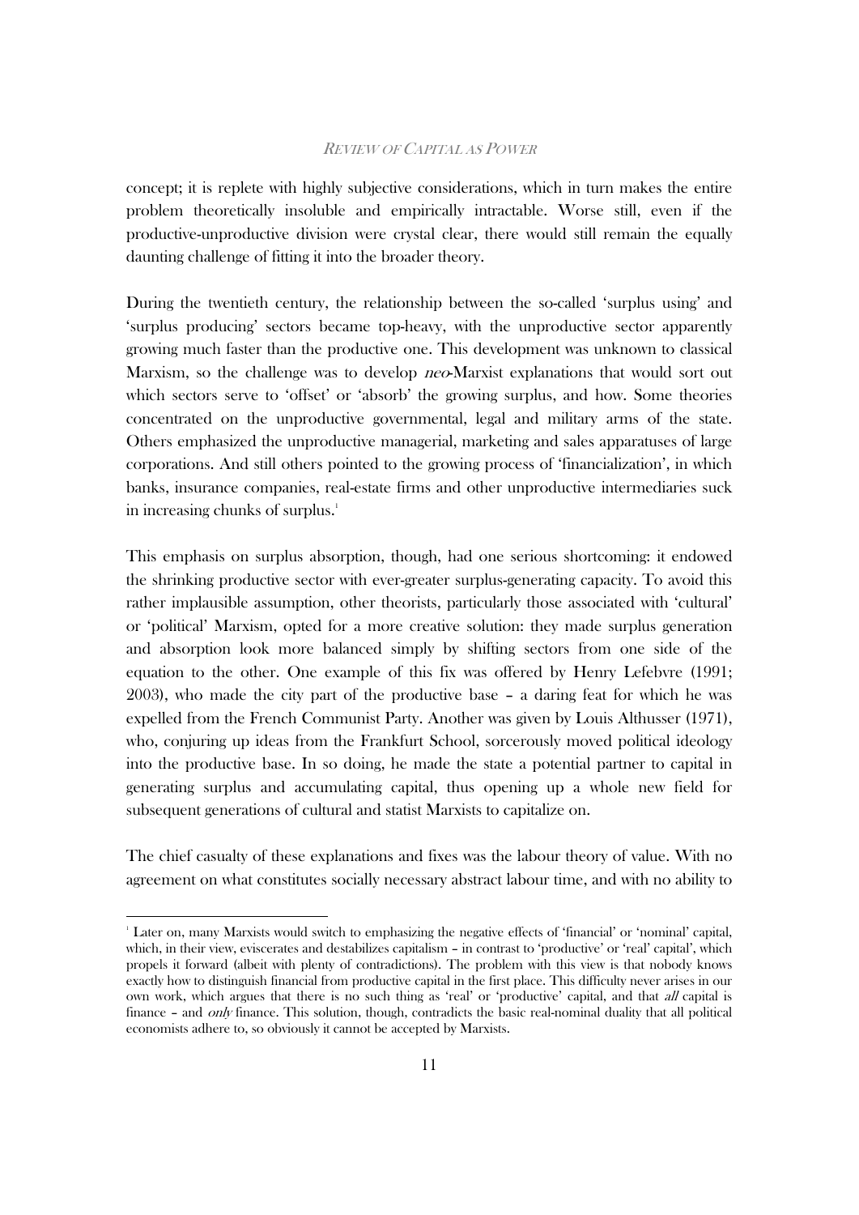concept; it is replete with highly subjective considerations, which in turn makes the entire problem theoretically insoluble and empirically intractable. Worse still, even if the productive-unproductive division were crystal clear, there would still remain the equally daunting challenge of fitting it into the broader theory.

During the twentieth century, the relationship between the so-called 'surplus using' and 'surplus producing' sectors became top-heavy, with the unproductive sector apparently growing much faster than the productive one. This development was unknown to classical Marxism, so the challenge was to develop *neo*-Marxist explanations that would sort out which sectors serve to 'offset' or 'absorb' the growing surplus, and how. Some theories concentrated on the unproductive governmental, legal and military arms of the state. Others emphasized the unproductive managerial, marketing and sales apparatuses of large corporations. And still others pointed to the growing process of 'financialization', in which banks, insurance companies, real-estate firms and other unproductive intermediaries suck in increasing chunks of surplus.[1]

This emphasis on surplus absorption, though, had one serious shortcoming: it endowed the shrinking productive sector with ever-greater surplus-generating capacity. To avoid this rather implausible assumption, other theorists, particularly those associated with 'cultural' or 'political' Marxism, opted for a more creative solution: they made surplus generation and absorption look more balanced simply by shifting sectors from one side of the equation to the other. One example of this fix was offered by Henry Lefebvre (1991; 2003), who made the city part of the productive base – a daring feat for which he was expelled from the French Communist Party. Another was given by Louis Althusser (1971), who, conjuring up ideas from the Frankfurt School, sorcerously moved political ideology into the productive base. In so doing, he made the state a potential partner to capital in generating surplus and accumulating capital, thus opening up a whole new field for subsequent generations of cultural and statist Marxists to capitalize on.

The chief casualty of these explanations and fixes was the labour theory of value. With no agreement on what constitutes socially necessary abstract labour time, and with no ability to

---

[1] Later on, many Marxists would switch to emphasizing the negative effects of 'financial' or 'nominal' capital, which, in their view, eviscerates and destabilizes capitalism – in contrast to 'productive' or 'real' capital', which propels it forward (albeit with plenty of contradictions). The problem with this view is that nobody knows exactly how to distinguish financial from productive capital in the first place. This difficulty never arises in our own work, which argues that there is no such thing as 'real' or 'productive' capital, and that *all* capital is finance – and *only* finance. This solution, though, contradicts the basic real-nominal duality that all political economists adhere to, so obviously it cannot be accepted by Marxists.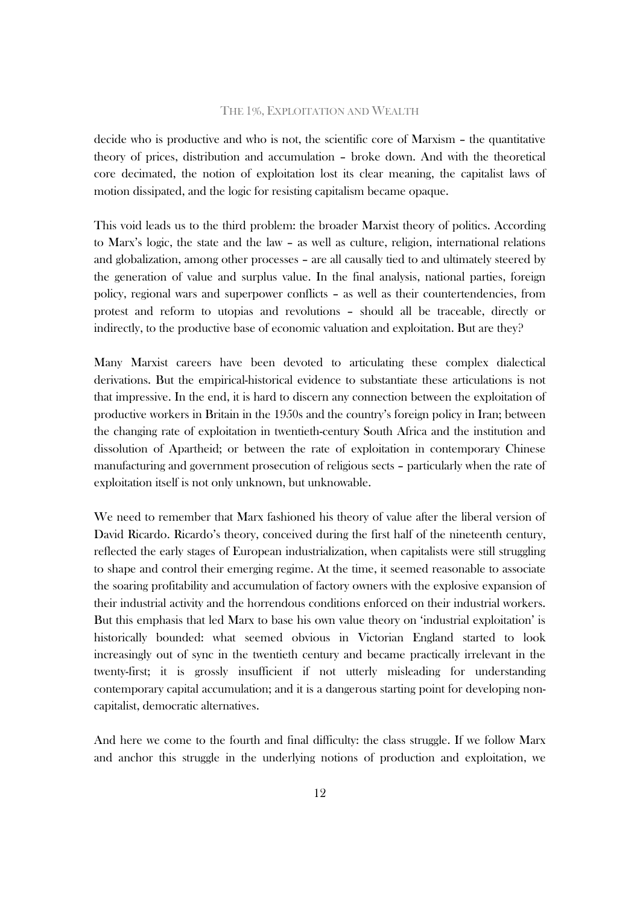decide who is productive and who is not, the scientific core of Marxism – the quantitative theory of prices, distribution and accumulation – broke down. And with the theoretical core decimated, the notion of exploitation lost its clear meaning, the capitalist laws of motion dissipated, and the logic for resisting capitalism became opaque.

This void leads us to the third problem: the broader Marxist theory of politics. According to Marx's logic, the state and the law – as well as culture, religion, international relations and globalization, among other processes – are all causally tied to and ultimately steered by the generation of value and surplus value. In the final analysis, national parties, foreign policy, regional wars and superpower conflicts – as well as their countertendencies, from protest and reform to utopias and revolutions – should all be traceable, directly or indirectly, to the productive base of economic valuation and exploitation. But are they?

Many Marxist careers have been devoted to articulating these complex dialectical derivations. But the empirical-historical evidence to substantiate these articulations is not that impressive. In the end, it is hard to discern any connection between the exploitation of productive workers in Britain in the 1950s and the country's foreign policy in Iran; between the changing rate of exploitation in twentieth-century South Africa and the institution and dissolution of Apartheid; or between the rate of exploitation in contemporary Chinese manufacturing and government prosecution of religious sects – particularly when the rate of exploitation itself is not only unknown, but unknowable.

We need to remember that Marx fashioned his theory of value after the liberal version of David Ricardo. Ricardo's theory, conceived during the first half of the nineteenth century, reflected the early stages of European industrialization, when capitalists were still struggling to shape and control their emerging regime. At the time, it seemed reasonable to associate the soaring profitability and accumulation of factory owners with the explosive expansion of their industrial activity and the horrendous conditions enforced on their industrial workers. But this emphasis that led Marx to base his own value theory on 'industrial exploitation' is historically bounded: what seemed obvious in Victorian England started to look increasingly out of sync in the twentieth century and became practically irrelevant in the twenty-first; it is grossly insufficient if not utterly misleading for understanding contemporary capital accumulation; and it is a dangerous starting point for developing non-capitalist, democratic alternatives.

And here we come to the fourth and final difficulty: the class struggle. If we follow Marx and anchor this struggle in the underlying notions of production and exploitation, we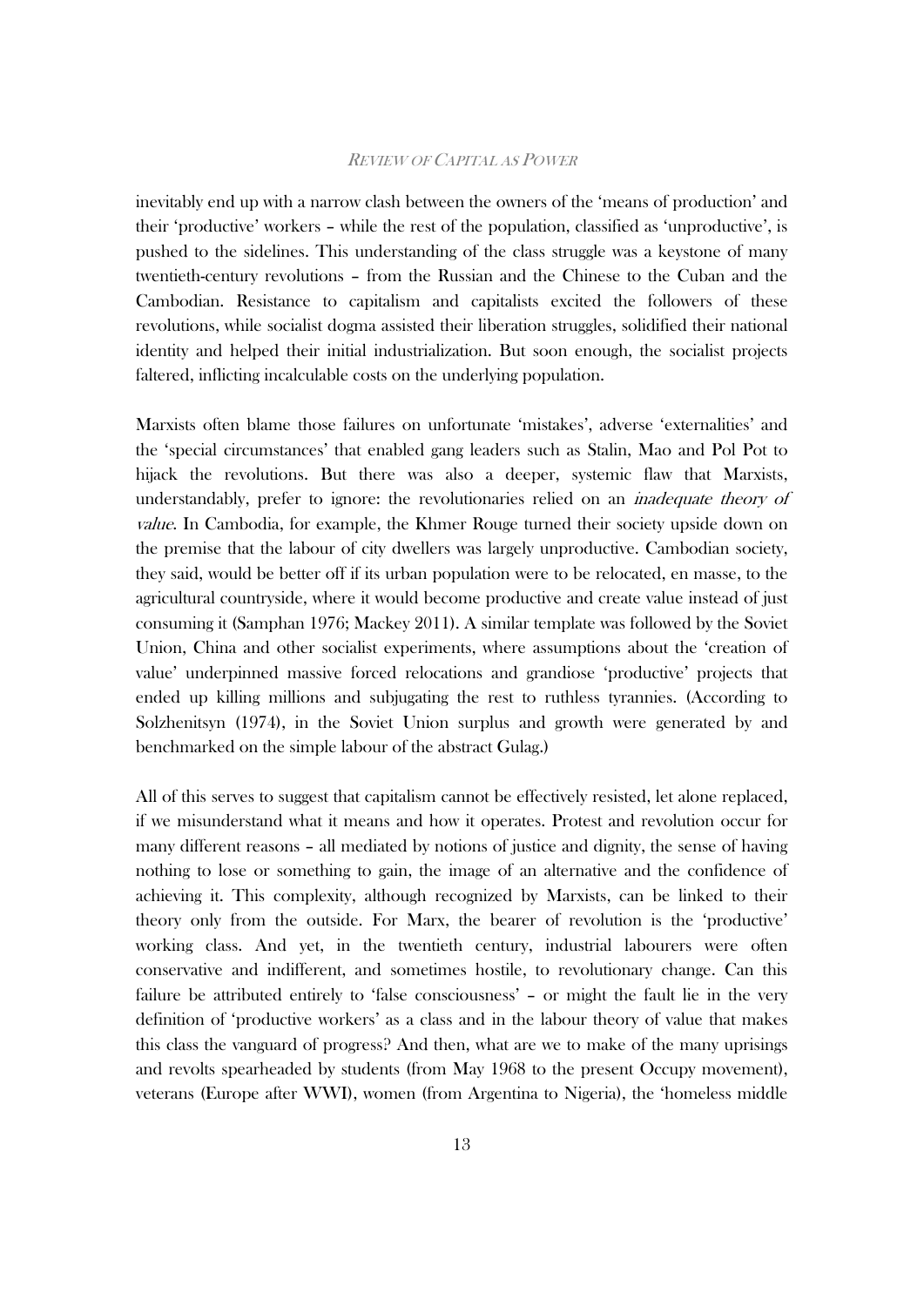inevitably end up with a narrow clash between the owners of the 'means of production' and their 'productive' workers – while the rest of the population, classified as 'unproductive', is pushed to the sidelines. This understanding of the class struggle was a keystone of many twentieth-century revolutions – from the Russian and the Chinese to the Cuban and the Cambodian. Resistance to capitalism and capitalists excited the followers of these revolutions, while socialist dogma assisted their liberation struggles, solidified their national identity and helped their initial industrialization. But soon enough, the socialist projects faltered, inflicting incalculable costs on the underlying population.

Marxists often blame those failures on unfortunate 'mistakes', adverse 'externalities' and the 'special circumstances' that enabled gang leaders such as Stalin, Mao and Pol Pot to hijack the revolutions. But there was also a deeper, systemic flaw that Marxists, understandably, prefer to ignore: the revolutionaries relied on an *inadequate theory of value*. In Cambodia, for example, the Khmer Rouge turned their society upside down on the premise that the labour of city dwellers was largely unproductive. Cambodian society, they said, would be better off if its urban population were to be relocated, en masse, to the agricultural countryside, where it would become productive and create value instead of just consuming it (Samphan 1976; Mackey 2011). A similar template was followed by the Soviet Union, China and other socialist experiments, where assumptions about the 'creation of value' underpinned massive forced relocations and grandiose 'productive' projects that ended up killing millions and subjugating the rest to ruthless tyrannies. (According to Solzhenitsyn (1974), in the Soviet Union surplus and growth were generated by and benchmarked on the simple labour of the abstract Gulag.)

All of this serves to suggest that capitalism cannot be effectively resisted, let alone replaced, if we misunderstand what it means and how it operates. Protest and revolution occur for many different reasons – all mediated by notions of justice and dignity, the sense of having nothing to lose or something to gain, the image of an alternative and the confidence of achieving it. This complexity, although recognized by Marxists, can be linked to their theory only from the outside. For Marx, the bearer of revolution is the 'productive' working class. And yet, in the twentieth century, industrial labourers were often conservative and indifferent, and sometimes hostile, to revolutionary change. Can this failure be attributed entirely to 'false consciousness' – or might the fault lie in the very definition of 'productive workers' as a class and in the labour theory of value that makes this class the vanguard of progress? And then, what are we to make of the many uprisings and revolts spearheaded by students (from May 1968 to the present Occupy movement), veterans (Europe after WWI), women (from Argentina to Nigeria), the 'homeless middle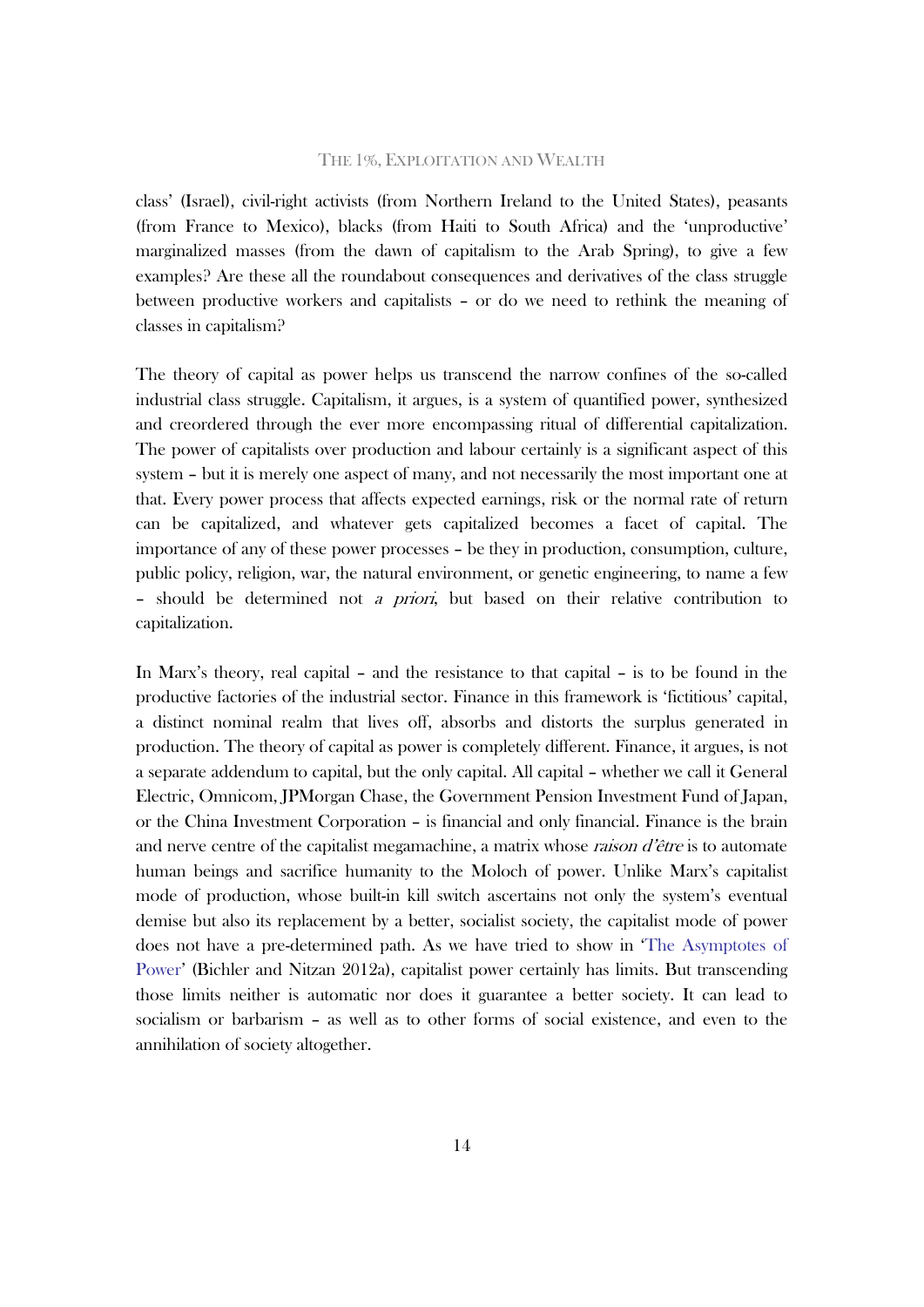class' (Israel), civil-right activists (from Northern Ireland to the United States), peasants (from France to Mexico), blacks (from Haiti to South Africa) and the 'unproductive' marginalized masses (from the dawn of capitalism to the Arab Spring), to give a few examples? Are these all the roundabout consequences and derivatives of the class struggle between productive workers and capitalists – or do we need to rethink the meaning of classes in capitalism?

The theory of capital as power helps us transcend the narrow confines of the so-called industrial class struggle. Capitalism, it argues, is a system of quantified power, synthesized and creordered through the ever more encompassing ritual of differential capitalization. The power of capitalists over production and labour certainly is a significant aspect of this system – but it is merely one aspect of many, and not necessarily the most important one at that. Every power process that affects expected earnings, risk or the normal rate of return can be capitalized, and whatever gets capitalized becomes a facet of capital. The importance of any of these power processes – be they in production, consumption, culture, public policy, religion, war, the natural environment, or genetic engineering, to name a few – should be determined not *a priori*, but based on their relative contribution to capitalization.

In Marx's theory, real capital – and the resistance to that capital – is to be found in the productive factories of the industrial sector. Finance in this framework is 'fictitious' capital, a distinct nominal realm that lives off, absorbs and distorts the surplus generated in production. The theory of capital as power is completely different. Finance, it argues, is not a separate addendum to capital, but the only capital. All capital – whether we call it General Electric, Omnicom, JPMorgan Chase, the Government Pension Investment Fund of Japan, or the China Investment Corporation – is financial and only financial. Finance is the brain and nerve centre of the capitalist megamachine, a matrix whose *raison d'être* is to automate human beings and sacrifice humanity to the Moloch of power. Unlike Marx's capitalist mode of production, whose built-in kill switch ascertains not only the system's eventual demise but also its replacement by a better, socialist society, the capitalist mode of power does not have a pre-determined path. As we have tried to show in 'The Asymptotes of Power' (Bichler and Nitzan 2012a), capitalist power certainly has limits. But transcending those limits neither is automatic nor does it guarantee a better society. It can lead to socialism or barbarism – as well as to other forms of social existence, and even to the annihilation of society altogether.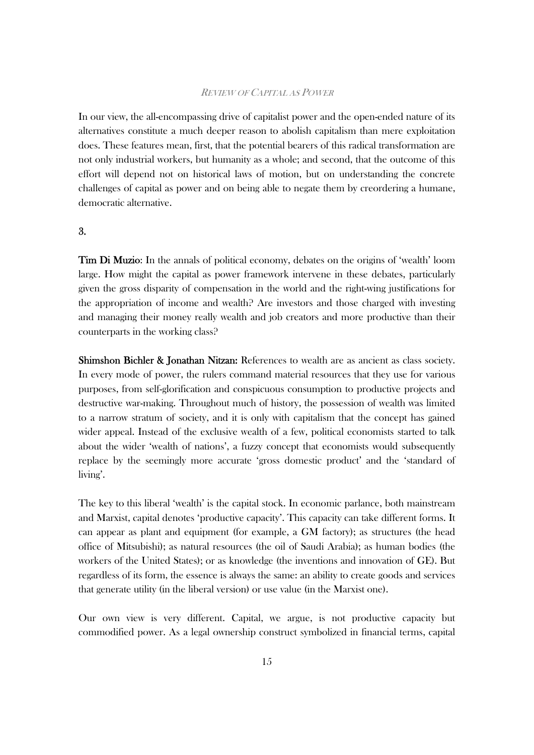In our view, the all-encompassing drive of capitalist power and the open-ended nature of its alternatives constitute a much deeper reason to abolish capitalism than mere exploitation does. These features mean, first, that the potential bearers of this radical transformation are not only industrial workers, but humanity as a whole; and second, that the outcome of this effort will depend not on historical laws of motion, but on understanding the concrete challenges of capital as power and on being able to negate them by creordering a humane, democratic alternative.

## 3.

**Tim Di Muzio**: In the annals of political economy, debates on the origins of 'wealth' loom large. How might the capital as power framework intervene in these debates, particularly given the gross disparity of compensation in the world and the right-wing justifications for the appropriation of income and wealth? Are investors and those charged with investing and managing their money really wealth and job creators and more productive than their counterparts in the working class?

**Shimshon Bichler & Jonathan Nitzan:** References to wealth are as ancient as class society. In every mode of power, the rulers command material resources that they use for various purposes, from self-glorification and conspicuous consumption to productive projects and destructive war-making. Throughout much of history, the possession of wealth was limited to a narrow stratum of society, and it is only with capitalism that the concept has gained wider appeal. Instead of the exclusive wealth of a few, political economists started to talk about the wider 'wealth of nations', a fuzzy concept that economists would subsequently replace by the seemingly more accurate 'gross domestic product' and the 'standard of living'.

The key to this liberal 'wealth' is the capital stock. In economic parlance, both mainstream and Marxist, capital denotes 'productive capacity'. This capacity can take different forms. It can appear as plant and equipment (for example, a GM factory); as structures (the head office of Mitsubishi); as natural resources (the oil of Saudi Arabia); as human bodies (the workers of the United States); or as knowledge (the inventions and innovation of GE). But regardless of its form, the essence is always the same: an ability to create goods and services that generate utility (in the liberal version) or use value (in the Marxist one).

Our own view is very different. Capital, we argue, is not productive capacity but commodified power. As a legal ownership construct symbolized in financial terms, capital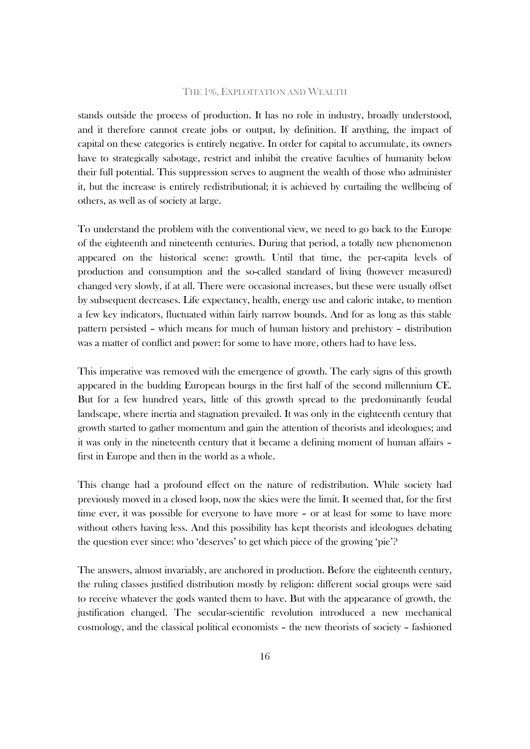stands outside the process of production. It has no role in industry, broadly understood, and it therefore cannot create jobs or output, by definition. If anything, the impact of capital on these categories is entirely negative. In order for capital to accumulate, its owners have to strategically sabotage, restrict and inhibit the creative faculties of humanity below their full potential. This suppression serves to augment the wealth of those who administer it, but the increase is entirely redistributional; it is achieved by curtailing the wellbeing of others, as well as of society at large.

To understand the problem with the conventional view, we need to go back to the Europe of the eighteenth and nineteenth centuries. During that period, a totally new phenomenon appeared on the historical scene: growth. Until that time, the per-capita levels of production and consumption and the so-called standard of living (however measured) changed very slowly, if at all. There were occasional increases, but these were usually offset by subsequent decreases. Life expectancy, health, energy use and caloric intake, to mention a few key indicators, fluctuated within fairly narrow bounds. And for as long as this stable pattern persisted – which means for much of human history and prehistory – distribution was a matter of conflict and power: for some to have more, others had to have less.

This imperative was removed with the emergence of growth. The early signs of this growth appeared in the budding European bourgs in the first half of the second millennium CE. But for a few hundred years, little of this growth spread to the predominantly feudal landscape, where inertia and stagnation prevailed. It was only in the eighteenth century that growth started to gather momentum and gain the attention of theorists and ideologues; and it was only in the nineteenth century that it became a defining moment of human affairs – first in Europe and then in the world as a whole.

This change had a profound effect on the nature of redistribution. While society had previously moved in a closed loop, now the skies were the limit. It seemed that, for the first time ever, it was possible for everyone to have more – or at least for some to have more without others having less. And this possibility has kept theorists and ideologues debating the question ever since: who 'deserves' to get which piece of the growing 'pie'?

The answers, almost invariably, are anchored in production. Before the eighteenth century, the ruling classes justified distribution mostly by religion: different social groups were said to receive whatever the gods wanted them to have. But with the appearance of growth, the justification changed. The secular-scientific revolution introduced a new mechanical cosmology, and the classical political economists – the new theorists of society – fashioned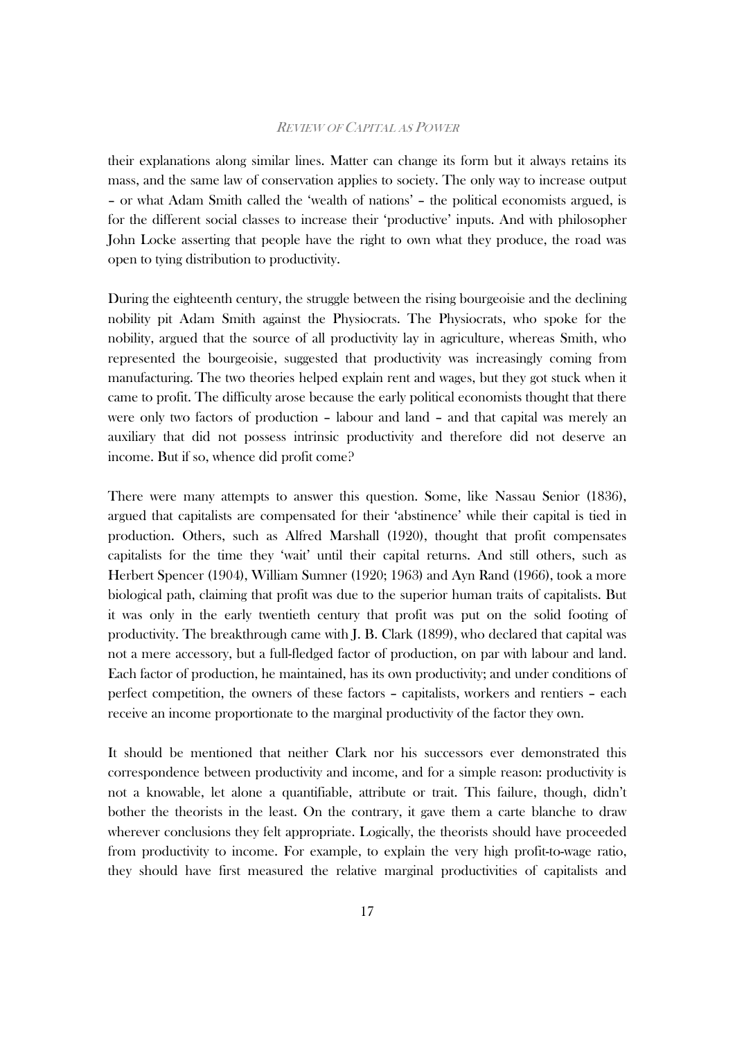their explanations along similar lines. Matter can change its form but it always retains its mass, and the same law of conservation applies to society. The only way to increase output – or what Adam Smith called the 'wealth of nations' – the political economists argued, is for the different social classes to increase their 'productive' inputs. And with philosopher John Locke asserting that people have the right to own what they produce, the road was open to tying distribution to productivity.

During the eighteenth century, the struggle between the rising bourgeoisie and the declining nobility pit Adam Smith against the Physiocrats. The Physiocrats, who spoke for the nobility, argued that the source of all productivity lay in agriculture, whereas Smith, who represented the bourgeoisie, suggested that productivity was increasingly coming from manufacturing. The two theories helped explain rent and wages, but they got stuck when it came to profit. The difficulty arose because the early political economists thought that there were only two factors of production – labour and land – and that capital was merely an auxiliary that did not possess intrinsic productivity and therefore did not deserve an income. But if so, whence did profit come?

There were many attempts to answer this question. Some, like Nassau Senior (1836), argued that capitalists are compensated for their 'abstinence' while their capital is tied in production. Others, such as Alfred Marshall (1920), thought that profit compensates capitalists for the time they 'wait' until their capital returns. And still others, such as Herbert Spencer (1904), William Sumner (1920; 1963) and Ayn Rand (1966), took a more biological path, claiming that profit was due to the superior human traits of capitalists. But it was only in the early twentieth century that profit was put on the solid footing of productivity. The breakthrough came with J. B. Clark (1899), who declared that capital was not a mere accessory, but a full-fledged factor of production, on par with labour and land. Each factor of production, he maintained, has its own productivity; and under conditions of perfect competition, the owners of these factors – capitalists, workers and rentiers – each receive an income proportionate to the marginal productivity of the factor they own.

It should be mentioned that neither Clark nor his successors ever demonstrated this correspondence between productivity and income, and for a simple reason: productivity is not a knowable, let alone a quantifiable, attribute or trait. This failure, though, didn't bother the theorists in the least. On the contrary, it gave them a carte blanche to draw wherever conclusions they felt appropriate. Logically, the theorists should have proceeded from productivity to income. For example, to explain the very high profit-to-wage ratio, they should have first measured the relative marginal productivities of capitalists and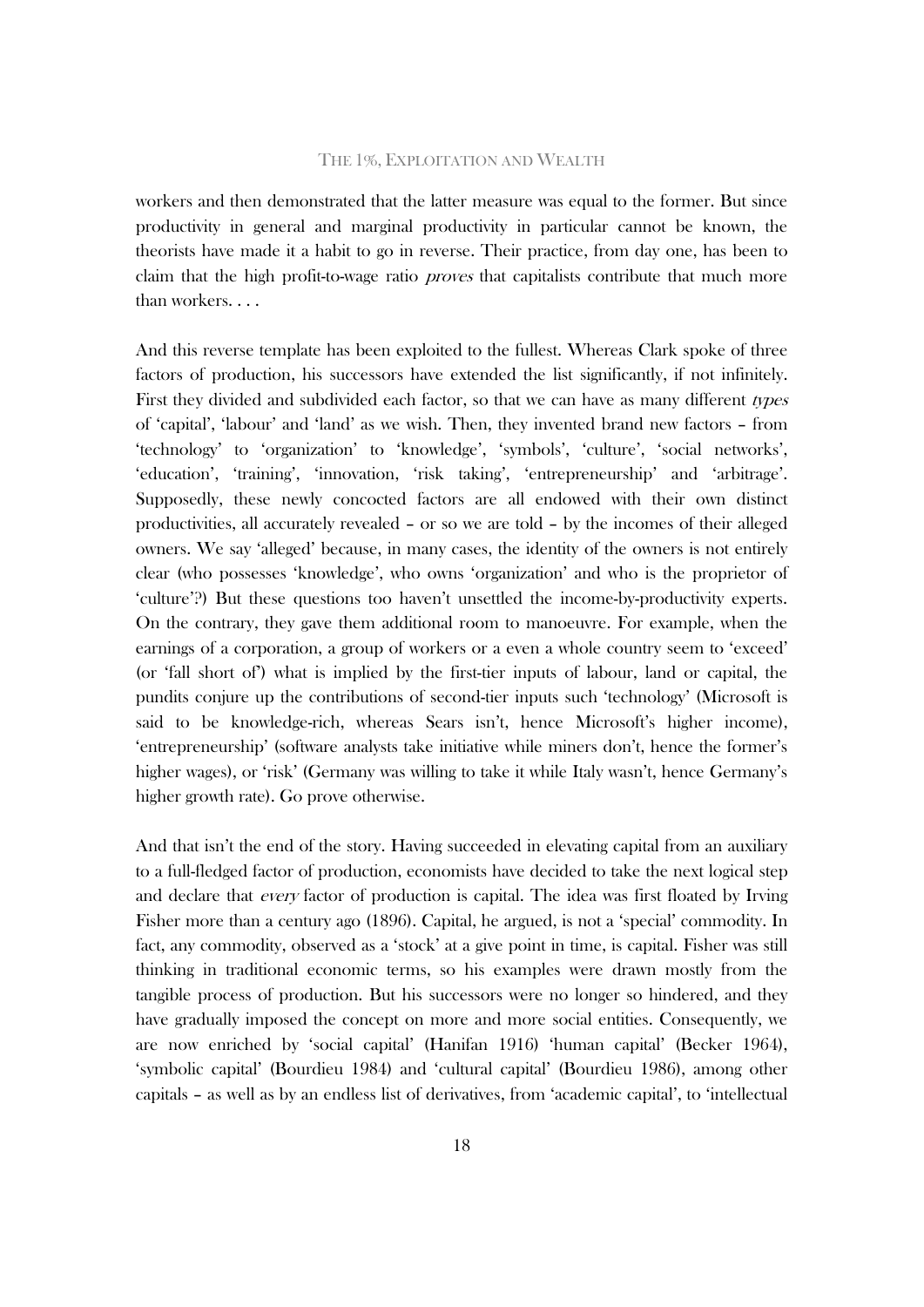workers and then demonstrated that the latter measure was equal to the former. But since productivity in general and marginal productivity in particular cannot be known, the theorists have made it a habit to go in reverse. Their practice, from day one, has been to claim that the high profit-to-wage ratio *proves* that capitalists contribute that much more than workers. . . .

And this reverse template has been exploited to the fullest. Whereas Clark spoke of three factors of production, his successors have extended the list significantly, if not infinitely. First they divided and subdivided each factor, so that we can have as many different *types* of 'capital', 'labour' and 'land' as we wish. Then, they invented brand new factors – from 'technology' to 'organization' to 'knowledge', 'symbols', 'culture', 'social networks', 'education', 'training', 'innovation, 'risk taking', 'entrepreneurship' and 'arbitrage'. Supposedly, these newly concocted factors are all endowed with their own distinct productivities, all accurately revealed – or so we are told – by the incomes of their alleged owners. We say 'alleged' because, in many cases, the identity of the owners is not entirely clear (who possesses 'knowledge', who owns 'organization' and who is the proprietor of 'culture'?) But these questions too haven't unsettled the income-by-productivity experts. On the contrary, they gave them additional room to manoeuvre. For example, when the earnings of a corporation, a group of workers or a even a whole country seem to 'exceed' (or 'fall short of') what is implied by the first-tier inputs of labour, land or capital, the pundits conjure up the contributions of second-tier inputs such 'technology' (Microsoft is said to be knowledge-rich, whereas Sears isn't, hence Microsoft's higher income), 'entrepreneurship' (software analysts take initiative while miners don't, hence the former's higher wages), or 'risk' (Germany was willing to take it while Italy wasn't, hence Germany's higher growth rate). Go prove otherwise.

And that isn't the end of the story. Having succeeded in elevating capital from an auxiliary to a full-fledged factor of production, economists have decided to take the next logical step and declare that *every* factor of production is capital. The idea was first floated by Irving Fisher more than a century ago (1896). Capital, he argued, is not a 'special' commodity. In fact, any commodity, observed as a 'stock' at a give point in time, is capital. Fisher was still thinking in traditional economic terms, so his examples were drawn mostly from the tangible process of production. But his successors were no longer so hindered, and they have gradually imposed the concept on more and more social entities. Consequently, we are now enriched by 'social capital' (Hanifan 1916) 'human capital' (Becker 1964), 'symbolic capital' (Bourdieu 1984) and 'cultural capital' (Bourdieu 1986), among other capitals – as well as by an endless list of derivatives, from 'academic capital', to 'intellectual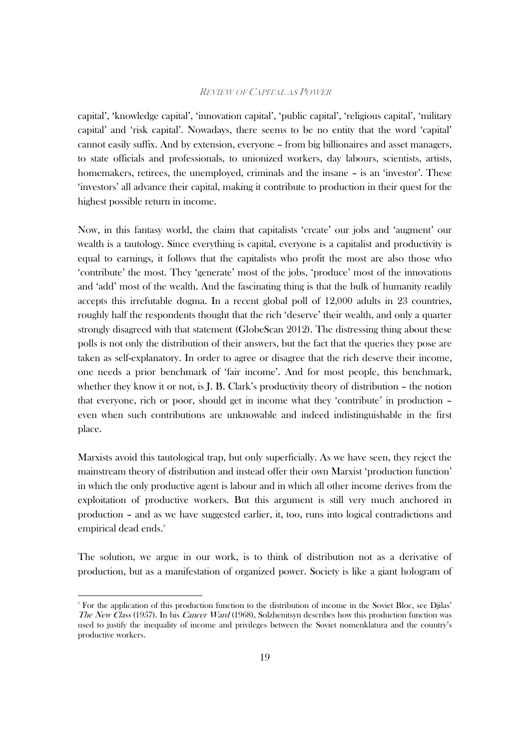capital', 'knowledge capital', 'innovation capital', 'public capital', 'religious capital', 'military capital' and 'risk capital'. Nowadays, there seems to be no entity that the word 'capital' cannot easily suffix. And by extension, everyone – from big billionaires and asset managers, to state officials and professionals, to unionized workers, day labours, scientists, artists, homemakers, retirees, the unemployed, criminals and the insane – is an 'investor'. These 'investors' all advance their capital, making it contribute to production in their quest for the highest possible return in income.

Now, in this fantasy world, the claim that capitalists 'create' our jobs and 'augment' our wealth is a tautology. Since everything is capital, everyone is a capitalist and productivity is equal to earnings, it follows that the capitalists who profit the most are also those who 'contribute' the most. They 'generate' most of the jobs, 'produce' most of the innovations and 'add' most of the wealth. And the fascinating thing is that the bulk of humanity readily accepts this irrefutable dogma. In a recent global poll of 12,000 adults in 23 countries, roughly half the respondents thought that the rich 'deserve' their wealth, and only a quarter strongly disagreed with that statement (GlobeScan 2012). The distressing thing about these polls is not only the distribution of their answers, but the fact that the queries they pose are taken as self-explanatory. In order to agree or disagree that the rich deserve their income, one needs a prior benchmark of 'fair income'. And for most people, this benchmark, whether they know it or not, is J. B. Clark's productivity theory of distribution – the notion that everyone, rich or poor, should get in income what they 'contribute' in production – even when such contributions are unknowable and indeed indistinguishable in the first place.

Marxists avoid this tautological trap, but only superficially. As we have seen, they reject the mainstream theory of distribution and instead offer their own Marxist 'production function' in which the only productive agent is labour and in which all other income derives from the exploitation of productive workers. But this argument is still very much anchored in production – and as we have suggested earlier, it, too, runs into logical contradictions and empirical dead ends.[2]

The solution, we argue in our work, is to think of distribution not as a derivative of production, but as a manifestation of organized power. Society is like a giant hologram of

---

[2] For the application of this production function to the distribution of income in the Soviet Bloc, see Djilas' *The New Class* (1957). In his *Cancer Ward* (1968), Solzhenitsyn describes how this production function was used to justify the inequality of income and privileges between the Soviet nomenklatura and the country's productive workers.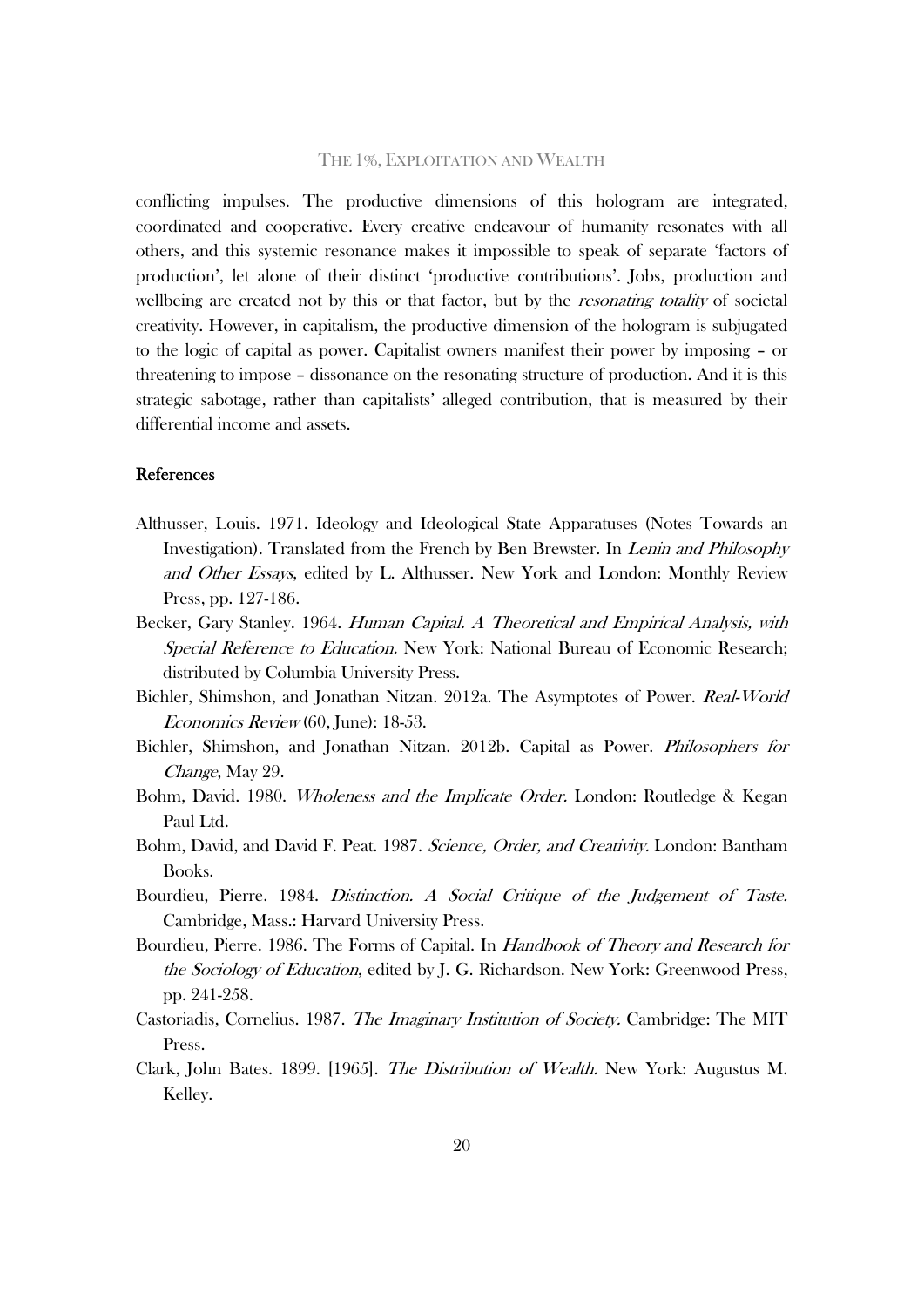conflicting impulses. The productive dimensions of this hologram are integrated, coordinated and cooperative. Every creative endeavour of humanity resonates with all others, and this systemic resonance makes it impossible to speak of separate 'factors of production', let alone of their distinct 'productive contributions'. Jobs, production and wellbeing are created not by this or that factor, but by the *resonating totality* of societal creativity. However, in capitalism, the productive dimension of the hologram is subjugated to the logic of capital as power. Capitalist owners manifest their power by imposing – or threatening to impose – dissonance on the resonating structure of production. And it is this strategic sabotage, rather than capitalists' alleged contribution, that is measured by their differential income and assets.

## References

Althusser, Louis. 1971. Ideology and Ideological State Apparatuses (Notes Towards an Investigation). Translated from the French by Ben Brewster. In *Lenin and Philosophy and Other Essays*, edited by L. Althusser. New York and London: Monthly Review Press, pp. 127-186.

Becker, Gary Stanley. 1964. *Human Capital. A Theoretical and Empirical Analysis, with Special Reference to Education.* New York: National Bureau of Economic Research; distributed by Columbia University Press.

Bichler, Shimshon, and Jonathan Nitzan. 2012a. The Asymptotes of Power. *Real-World Economics Review* (60, June): 18-53.

Bichler, Shimshon, and Jonathan Nitzan. 2012b. Capital as Power. *Philosophers for Change*, May 29.

Bohm, David. 1980. *Wholeness and the Implicate Order.* London: Routledge & Kegan Paul Ltd.

Bohm, David, and David F. Peat. 1987. *Science, Order, and Creativity.* London: Bantham Books.

Bourdieu, Pierre. 1984. *Distinction. A Social Critique of the Judgement of Taste.* Cambridge, Mass.: Harvard University Press.

Bourdieu, Pierre. 1986. The Forms of Capital. In *Handbook of Theory and Research for the Sociology of Education*, edited by J. G. Richardson. New York: Greenwood Press, pp. 241-258.

Castoriadis, Cornelius. 1987. *The Imaginary Institution of Society.* Cambridge: The MIT Press.

Clark, John Bates. 1899. [1965]. *The Distribution of Wealth.* New York: Augustus M. Kelley.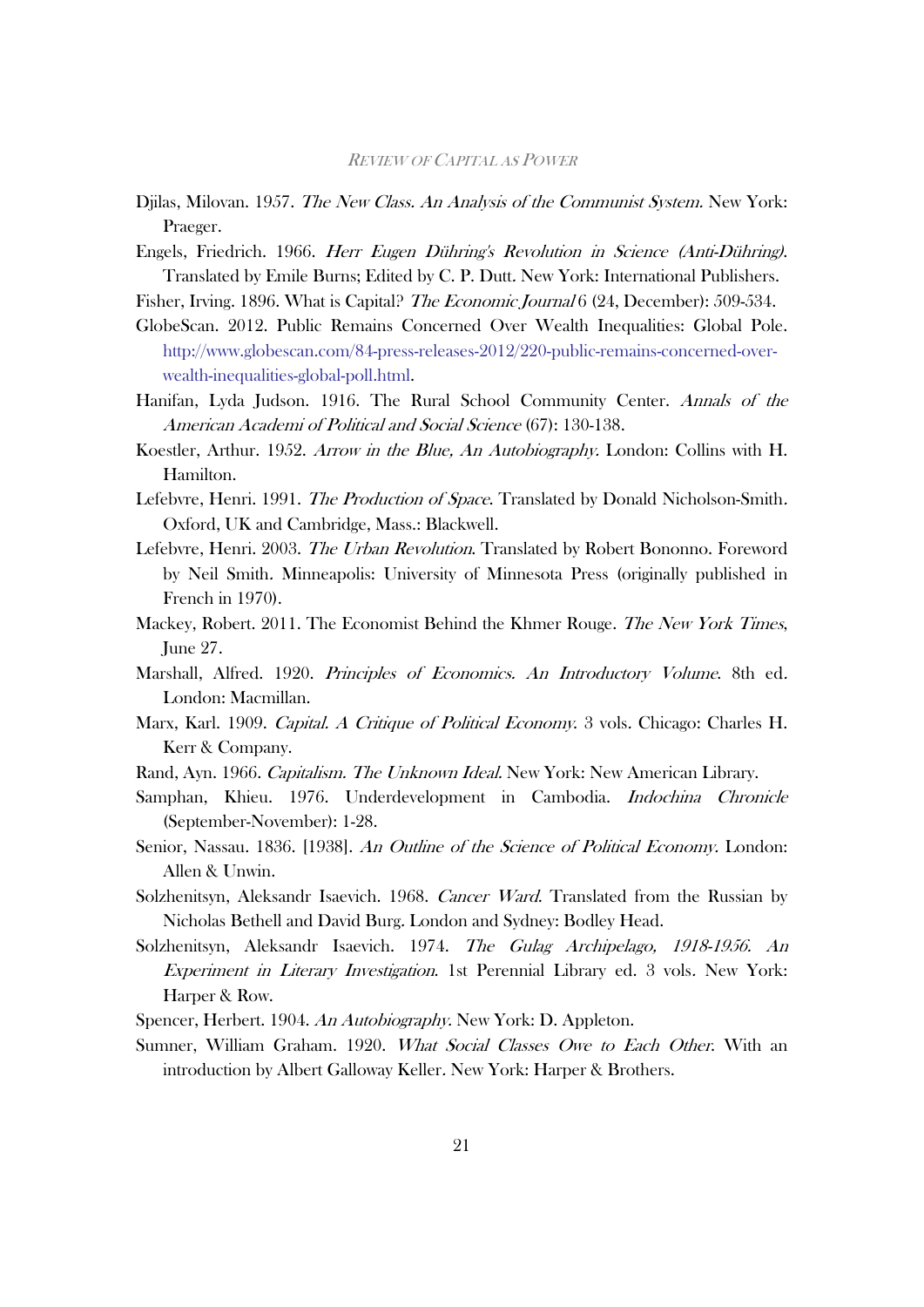Djilas, Milovan. 1957. *The New Class. An Analysis of the Communist System.* New York: Praeger.

Engels, Friedrich. 1966. *Herr Eugen Dühring's Revolution in Science (Anti-Dühring).* Translated by Emile Burns; Edited by C. P. Dutt. New York: International Publishers.

Fisher, Irving. 1896. What is Capital? *The Economic Journal* 6 (24, December): 509-534.

GlobeScan. 2012. Public Remains Concerned Over Wealth Inequalities: Global Pole. http://www.globescan.com/84-press-releases-2012/220-public-remains-concerned-over-wealth-inequalities-global-poll.html.

Hanifan, Lyda Judson. 1916. The Rural School Community Center. *Annals of the American Academi of Political and Social Science* (67): 130-138.

Koestler, Arthur. 1952. *Arrow in the Blue, An Autobiography.* London: Collins with H. Hamilton.

Lefebvre, Henri. 1991. *The Production of Space.* Translated by Donald Nicholson-Smith. Oxford, UK and Cambridge, Mass.: Blackwell.

Lefebvre, Henri. 2003. *The Urban Revolution.* Translated by Robert Bononno. Foreword by Neil Smith. Minneapolis: University of Minnesota Press (originally published in French in 1970).

Mackey, Robert. 2011. The Economist Behind the Khmer Rouge. *The New York Times*, June 27.

Marshall, Alfred. 1920. *Principles of Economics. An Introductory Volume.* 8th ed. London: Macmillan.

Marx, Karl. 1909. *Capital. A Critique of Political Economy.* 3 vols. Chicago: Charles H. Kerr & Company.

Rand, Ayn. 1966. *Capitalism. The Unknown Ideal.* New York: New American Library.

Samphan, Khieu. 1976. Underdevelopment in Cambodia. *Indochina Chronicle* (September-November): 1-28.

Senior, Nassau. 1836. [1938]. *An Outline of the Science of Political Economy.* London: Allen & Unwin.

Solzhenitsyn, Aleksandr Isaevich. 1968. *Cancer Ward.* Translated from the Russian by Nicholas Bethell and David Burg. London and Sydney: Bodley Head.

Solzhenitsyn, Aleksandr Isaevich. 1974. *The Gulag Archipelago, 1918-1956. An Experiment in Literary Investigation.* 1st Perennial Library ed. 3 vols. New York: Harper & Row.

Spencer, Herbert. 1904. *An Autobiography.* New York: D. Appleton.

Sumner, William Graham. 1920. *What Social Classes Owe to Each Other.* With an introduction by Albert Galloway Keller. New York: Harper & Brothers.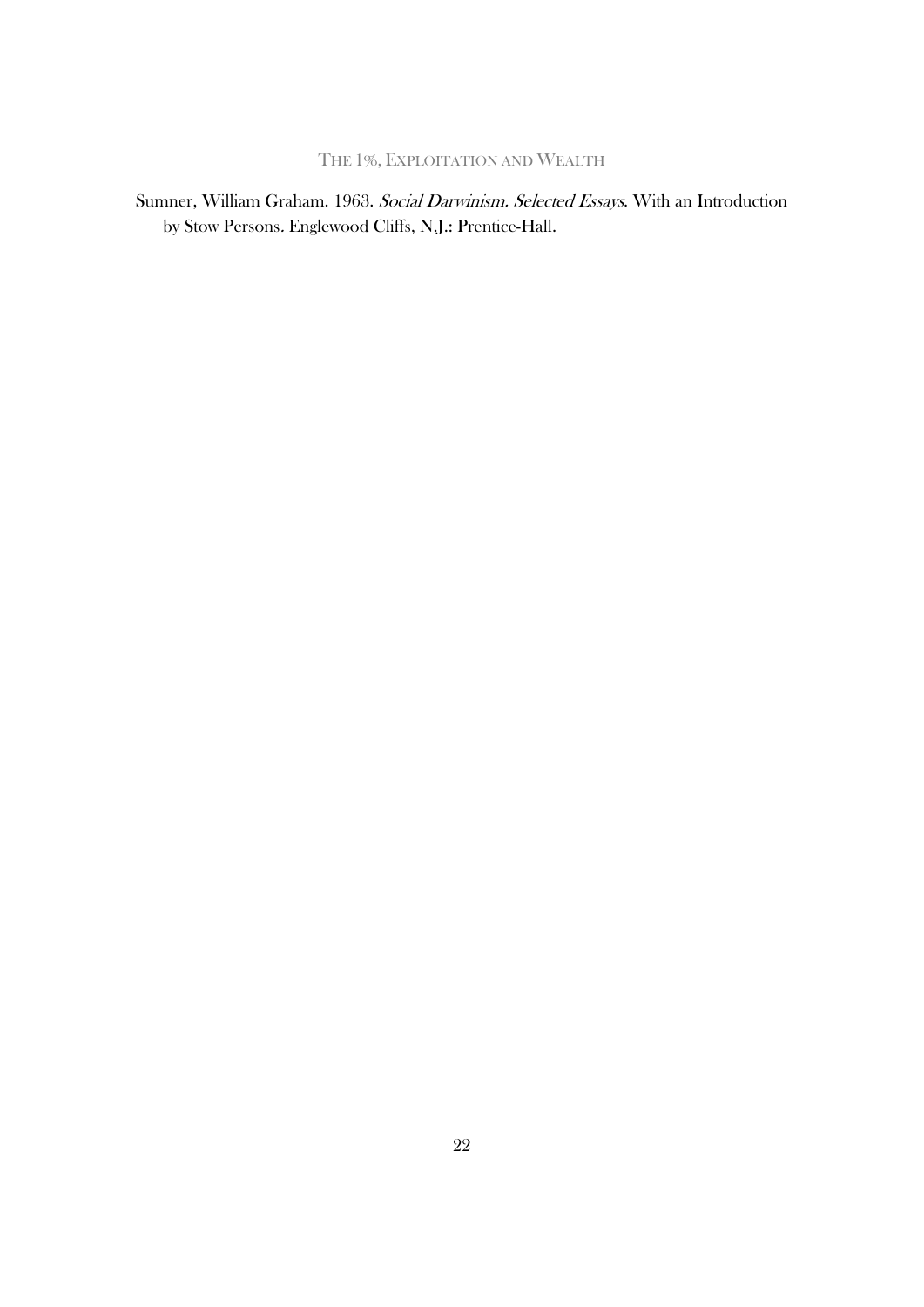Sumner, William Graham. 1963. *Social Darwinism. Selected Essays*. With an Introduction by Stow Persons. Englewood Cliffs, N.J.: Prentice-Hall.